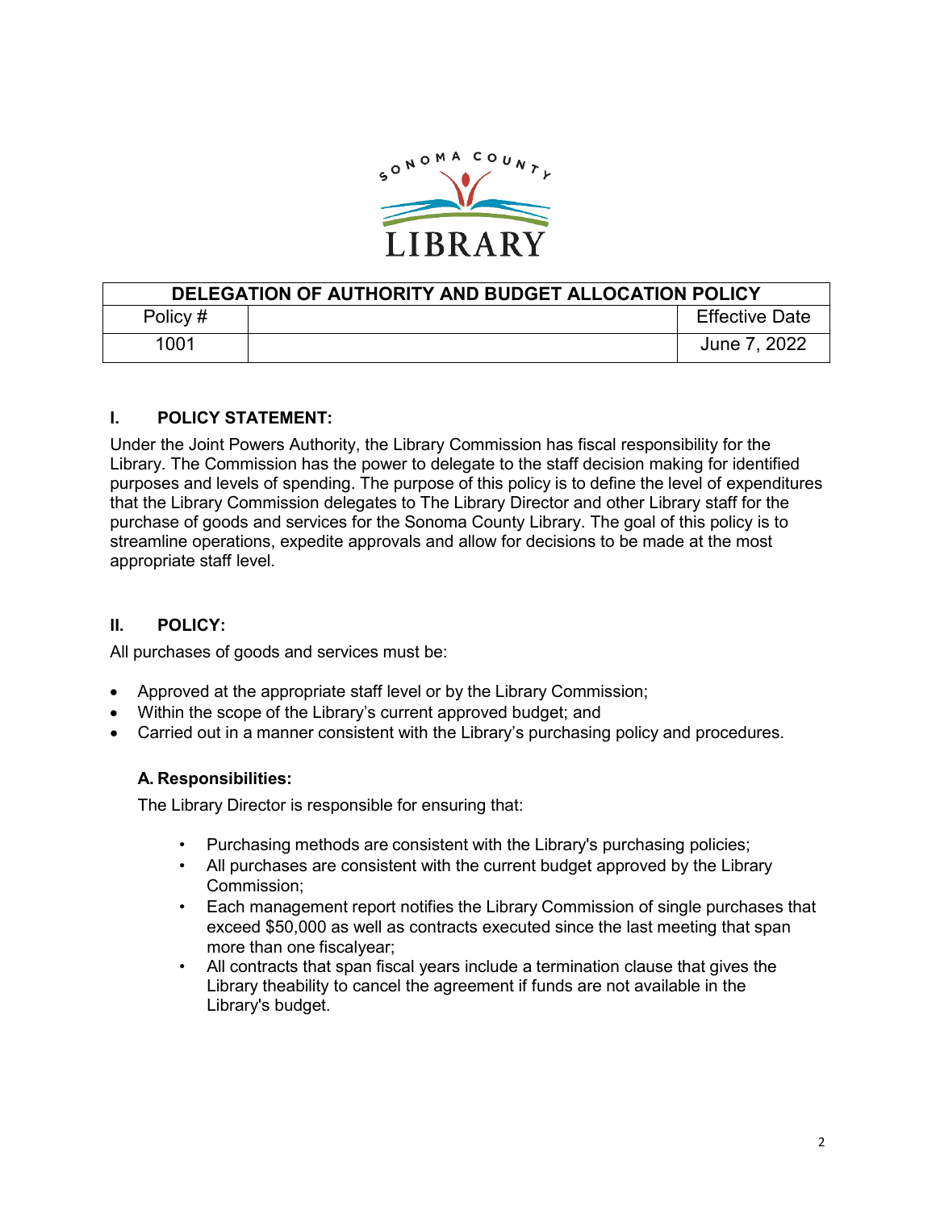| DELEGATION OF AUTHORITY AND BUDGET ALLOCATION POLICY | | |
|---|---|---|
| Policy # | | Effective Date |
| 1001 | | June 7, 2022 |

## I. POLICY STATEMENT:

Under the Joint Powers Authority, the Library Commission has fiscal responsibility for the Library. The Commission has the power to delegate to the staff decision making for identified purposes and levels of spending. The purpose of this policy is to define the level of expenditures that the Library Commission delegates to The Library Director and other Library staff for the purchase of goods and services for the Sonoma County Library. The goal of this policy is to streamline operations, expedite approvals and allow for decisions to be made at the most appropriate staff level.

## II. POLICY:

All purchases of goods and services must be:

- Approved at the appropriate staff level or by the Library Commission;
- Within the scope of the Library's current approved budget; and
- Carried out in a manner consistent with the Library's purchasing policy and procedures.

### A. Responsibilities:

The Library Director is responsible for ensuring that:

- Purchasing methods are consistent with the Library's purchasing policies;
- All purchases are consistent with the current budget approved by the Library Commission;
- Each management report notifies the Library Commission of single purchases that exceed $50,000 as well as contracts executed since the last meeting that span more than one fiscalyear;
- All contracts that span fiscal years include a termination clause that gives the Library theability to cancel the agreement if funds are not available in the Library's budget.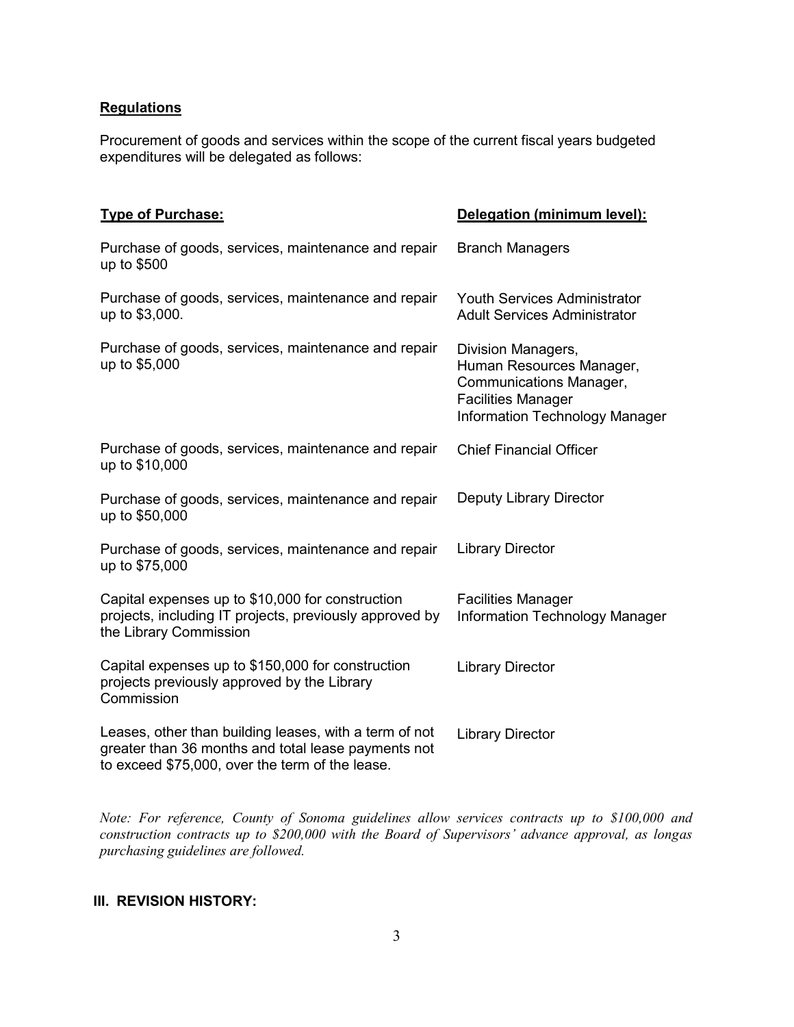**Regulations**

Procurement of goods and services within the scope of the current fiscal years budgeted expenditures will be delegated as follows:

| **Type of Purchase:** | **Delegation (minimum level):** |
| --- | --- |
| Purchase of goods, services, maintenance and repair up to $500 | Branch Managers |
| Purchase of goods, services, maintenance and repair up to $3,000. | Youth Services Administrator<br>Adult Services Administrator |
| Purchase of goods, services, maintenance and repair up to $5,000 | Division Managers,<br>Human Resources Manager,<br>Communications Manager,<br>Facilities Manager<br>Information Technology Manager |
| Purchase of goods, services, maintenance and repair up to $10,000 | Chief Financial Officer |
| Purchase of goods, services, maintenance and repair up to $50,000 | Deputy Library Director |
| Purchase of goods, services, maintenance and repair up to $75,000 | Library Director |
| Capital expenses up to $10,000 for construction projects, including IT projects, previously approved by the Library Commission | Facilities Manager<br>Information Technology Manager |
| Capital expenses up to $150,000 for construction projects previously approved by the Library Commission | Library Director |
| Leases, other than building leases, with a term of not greater than 36 months and total lease payments not to exceed $75,000, over the term of the lease. | Library Director |

*Note: For reference, County of Sonoma guidelines allow services contracts up to $100,000 and construction contracts up to $200,000 with the Board of Supervisors' advance approval, as longas purchasing guidelines are followed.*

## III. REVISION HISTORY: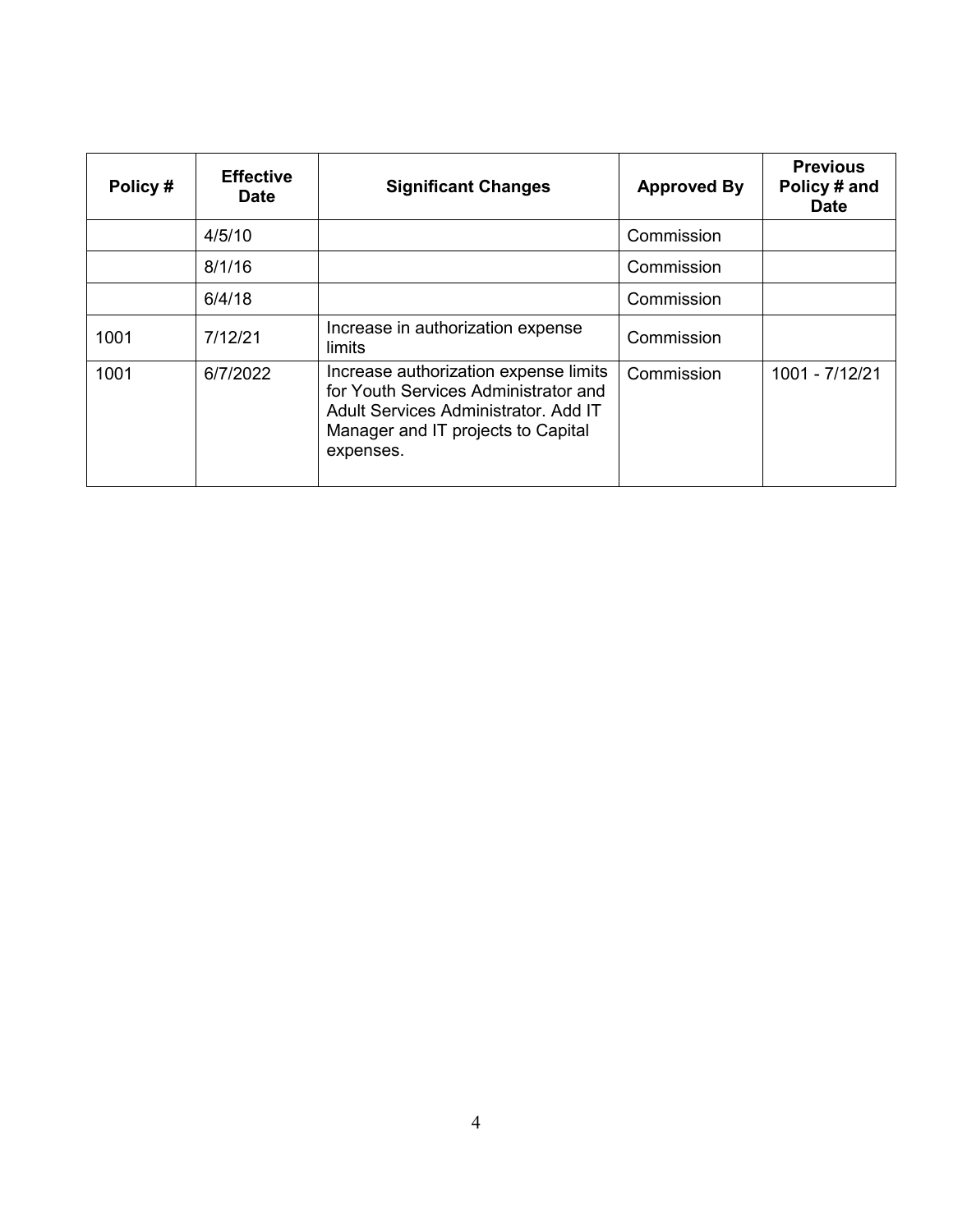| Policy # | Effective Date | Significant Changes | Approved By | Previous Policy # and Date |
|---|---|---|---|---|
| | 4/5/10 | | Commission | |
| | 8/1/16 | | Commission | |
| | 6/4/18 | | Commission | |
| 1001 | 7/12/21 | Increase in authorization expense limits | Commission | |
| 1001 | 6/7/2022 | Increase authorization expense limits for Youth Services Administrator and Adult Services Administrator. Add IT Manager and IT projects to Capital expenses. | Commission | 1001 - 7/12/21 |